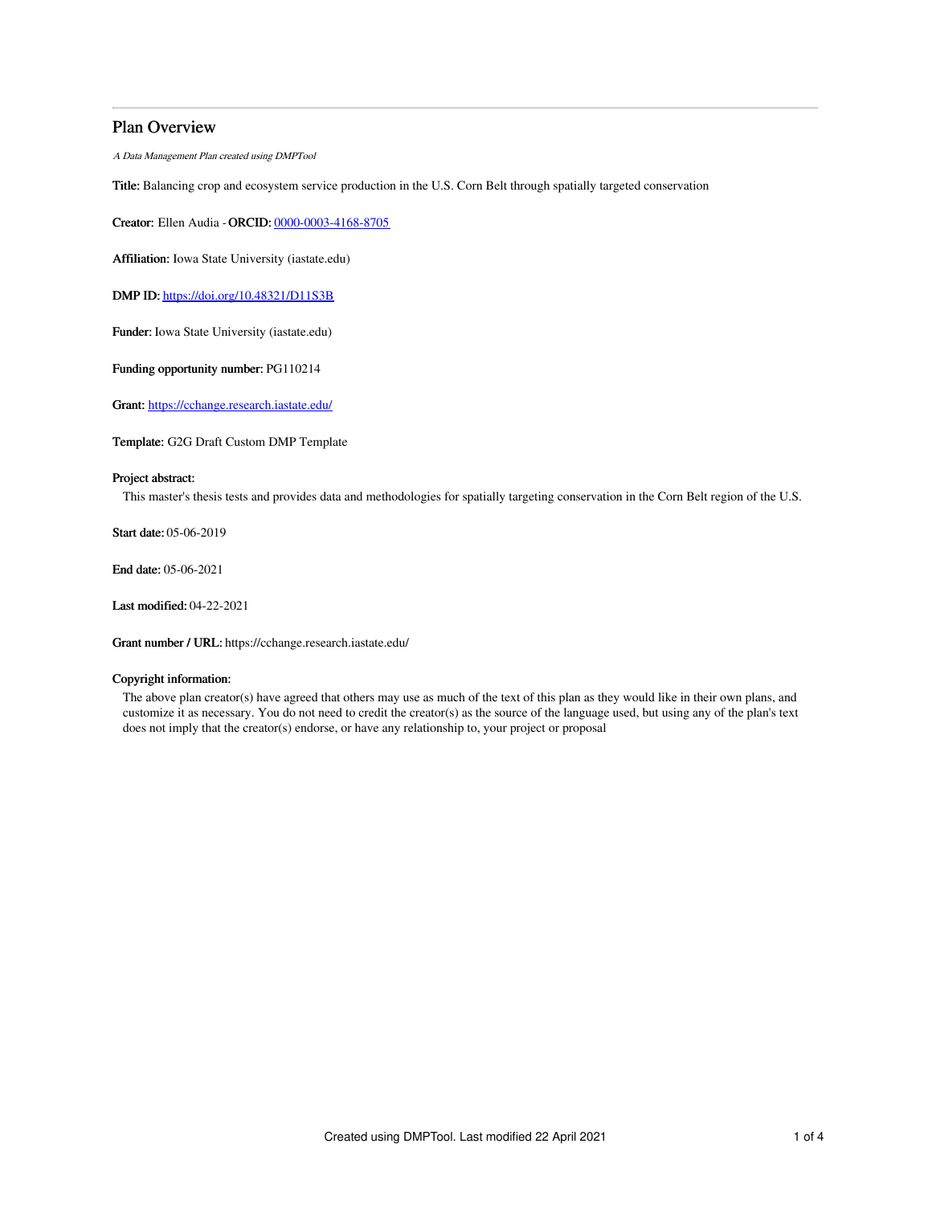# Plan Overview

*A Data Management Plan created using DMPTool*

**Title:** Balancing crop and ecosystem service production in the U.S. Corn Belt through spatially targeted conservation

**Creator:** Ellen Audia - **ORCID:** 0000-0003-4168-8705

**Affiliation:** Iowa State University (iastate.edu)

**DMP ID:** https://doi.org/10.48321/D11S3B

**Funder:** Iowa State University (iastate.edu)

**Funding opportunity number:** PG110214

**Grant:** https://cchange.research.iastate.edu/

**Template:** G2G Draft Custom DMP Template

**Project abstract:**

This master's thesis tests and provides data and methodologies for spatially targeting conservation in the Corn Belt region of the U.S.

**Start date:** 05-06-2019

**End date:** 05-06-2021

**Last modified:** 04-22-2021

**Grant number / URL:** https://cchange.research.iastate.edu/

**Copyright information:**

The above plan creator(s) have agreed that others may use as much of the text of this plan as they would like in their own plans, and customize it as necessary. You do not need to credit the creator(s) as the source of the language used, but using any of the plan's text does not imply that the creator(s) endorse, or have any relationship to, your project or proposal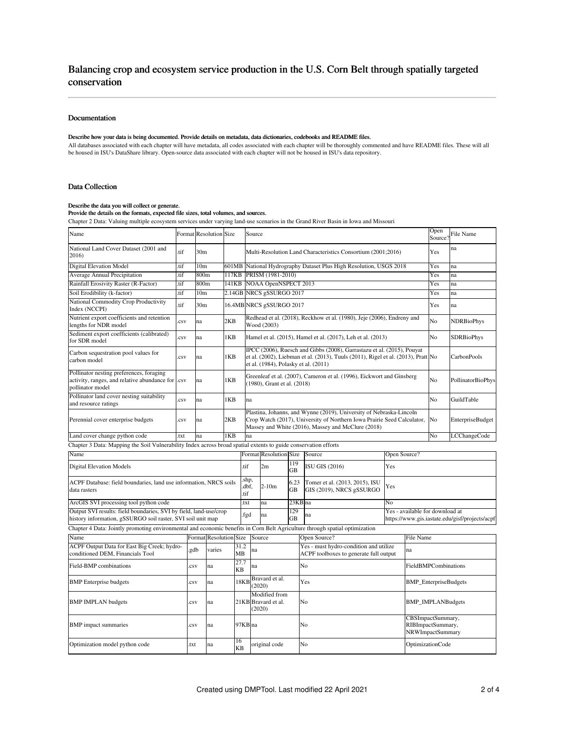# Balancing crop and ecosystem service production in the U.S. Corn Belt through spatially targeted conservation

## Documentation

**Describe how your data is being documented. Provide details on metadata, data dictionaries, codebooks and README files.**

All databases associated with each chapter will have metadata, all codes associated with each chapter will be thoroughly commented and have README files. These will all be housed in ISU's DataShare library. Open-source data associated with each chapter will not be housed in ISU's data repository.

## Data Collection

**Describe the data you will collect or generate.**
**Provide the details on the formats, expected file sizes, total volumes, and sources.**

Chapter 2 Data: Valuing multiple ecosystem services under varying land-use scenarios in the Grand River Basin in Iowa and Missouri

| Name | Format | Resolution | Size | Source | Open Source? | File Name |
|---|---|---|---|---|---|---|
| National Land Cover Dataset (2001 and 2016) | .tif | 30m | | Multi-Resolution Land Characteristics Consortium (2001;2016) | Yes | na |
| Digital Elevation Model | .tif | 10m | 601MB | National Hydrography Dataset Plus High Resolution, USGS 2018 | Yes | na |
| Average Annual Precipitation | .tif | 800m | 117KB | PRISM (1981-2010) | Yes | na |
| Rainfall Erosivity Raster (R-Factor) | .tif | 800m | 141KB | NOAA OpenNSPECT 2013 | Yes | na |
| Soil Erodibility (k-factor) | .tif | 10m | 2.14GB | NRCS gSSURGO 2017 | Yes | na |
| National Commodity Crop Productivity Index (NCCPI) | .tif | 30m | 16.4MB | NRCS gSSURGO 2017 | Yes | na |
| Nutrient export coefficients and retention lengths for NDR model | .csv | na | 2KB | Redhead et al. (2018), Reckhow et al. (1980), Jeje (2006), Endreny and Wood (2003) | No | NDRBioPhys |
| Sediment export coefficients (calibrated) for SDR model | .csv | na | 1KB | Hamel et al. (2015), Hamel et al. (2017), Leh et al. (2013) | No | SDRBioPhys |
| Carbon sequestration pool values for carbon model | .csv | na | 1KB | IPCC (2006), Ruesch and Gibbs (2008), Garrastazu et al. (2015), Pouyat et al. (2002), Liebman et al. (2013), Tuuls (2011), Rigel et al. (2013), Pratt et al. (1984), Polasky et al. (2011) | No | CarbonPools |
| Pollinator nesting preferences, foraging activity, ranges, and relative abundance for pollinator model | .csv | na | 1KB | Greenleaf et al. (2007), Cameron et al. (1996), Eickwort and Ginsberg (1980), Grant et al. (2018) | No | PollinatorBioPhys |
| Pollinator land cover nesting suitability and resource ratings | .csv | na | 1KB | na | No | GuildTable |
| Perennial cover enterprise budgets | .csv | na | 2KB | Plastina, Johanns, and Wynne (2019), University of Nebraska-Lincoln Crop Watch (2017), University of Northern Iowa Prairie Seed Calculator, Massey and White (2016), Massey and McClure (2018) | No | EnterpriseBudget |
| Land cover change python code | .txt | na | 1KB | na | No | LCChangeCode |

Chapter 3 Data: Mapping the Soil Vulnerability Index across broad spatial extents to guide conservation efforts

| Name | Format | Resolution | Size | Source | Open Source? |
|---|---|---|---|---|---|
| Digital Elevation Models | .tif | 2m | 119 GB | ISU GIS (2016) | Yes |
| ACPF Database: field boundaries, land use information, NRCS soils data rasters | .shp, .dbf, .tif | 2-10m | 6.23 GB | Tomer et al. (2013, 2015), ISU GIS (2019), NRCS gSSURGO | Yes |
| ArcGIS SVI processing tool python code | .txt | na | 23KB | na | No |
| Output SVI results: field boundaries, SVI by field, land-use/crop history information, gSSURGO soil raster, SVI soil unit map | .fgd | na | 129 GB | na | Yes - available for download at https://www.gis.iastate.edu/gisf/projects/acpf |

Chapter 4 Data: Jointly promoting environmental and economic benefits in Corn Belt Agriculture through spatial optimization

| Name | Format | Resolution | Size | Source | Open Source? | File Name |
|---|---|---|---|---|---|---|
| ACPF Output Data for East Big Creek; hydro-conditioned DEM, Financials Tool | .gdb | varies | 31.2 MB | na | Yes - must hydro-condition and utilize ACPF toolboxes to generate full output | na |
| Field-BMP combinations | .csv | na | 27.7 KB | na | No | FieldBMPCombinations |
| BMP Enterprise budgets | .csv | na | 18KB | Bravard et al. (2020) | Yes | BMP_EnterpriseBudgets |
| BMP IMPLAN budgets | .csv | na | 21KB | Modified from Bravard et al. (2020) | No | BMP_IMPLANBudgets |
| BMP impact summaries | .csv | na | 97KB | na | No | CBSImpactSummary, RIBImpactSummary, NRWImpactSummary |
| Optimization model python code | .txt | na | 16 KB | original code | No | OptimizationCode |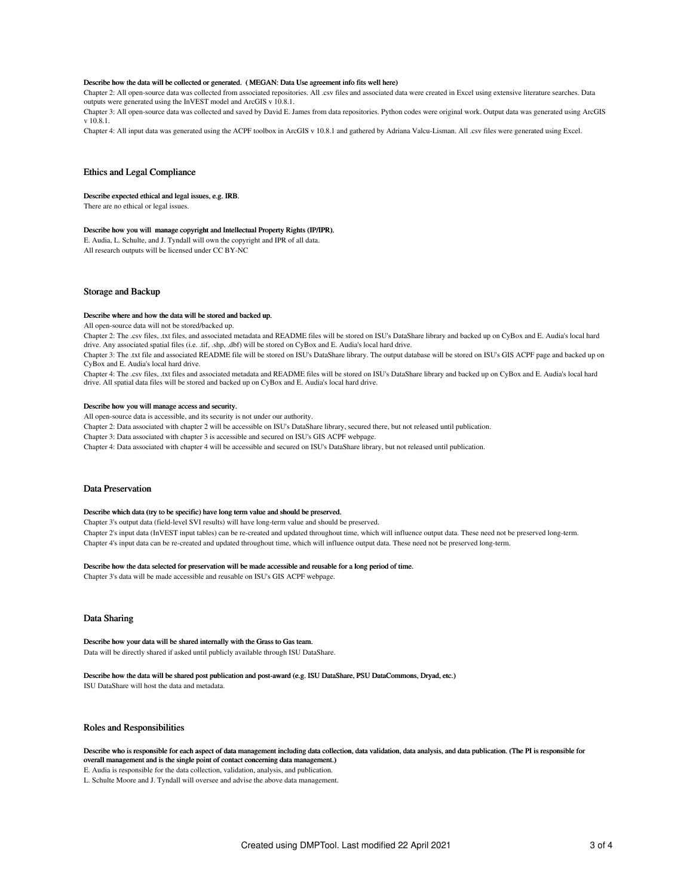**Describe how the data will be collected or generated. ( MEGAN: Data Use agreement info fits well here)**

Chapter 2: All open-source data was collected from associated repositories. All .csv files and associated data were created in Excel using extensive literature searches. Data outputs were generated using the InVEST model and ArcGIS v 10.8.1.

Chapter 3: All open-source data was collected and saved by David E. James from data repositories. Python codes were original work. Output data was generated using ArcGIS v 10.8.1.

Chapter 4: All input data was generated using the ACPF toolbox in ArcGIS v 10.8.1 and gathered by Adriana Valcu-Lisman. All .csv files were generated using Excel.

## Ethics and Legal Compliance

**Describe expected ethical and legal issues, e.g. IRB.**

There are no ethical or legal issues.

**Describe how you will manage copyright and Intellectual Property Rights (IP/IPR).**

E. Audia, L. Schulte, and J. Tyndall will own the copyright and IPR of all data.
All research outputs will be licensed under CC BY-NC

## Storage and Backup

**Describe where and how the data will be stored and backed up.**

All open-source data will not be stored/backed up.

Chapter 2: The .csv files, .txt files, and associated metadata and README files will be stored on ISU's DataShare library and backed up on CyBox and E. Audia's local hard drive. Any associated spatial files (i.e. .tif, .shp, .dbf) will be stored on CyBox and E. Audia's local hard drive.

Chapter 3: The .txt file and associated README file will be stored on ISU's DataShare library. The output database will be stored on ISU's GIS ACPF page and backed up on CyBox and E. Audia's local hard drive.

Chapter 4: The .csv files, .txt files and associated metadata and README files will be stored on ISU's DataShare library and backed up on CyBox and E. Audia's local hard drive. All spatial data files will be stored and backed up on CyBox and E. Audia's local hard drive.

**Describe how you will manage access and security.**

All open-source data is accessible, and its security is not under our authority.

Chapter 2: Data associated with chapter 2 will be accessible on ISU's DataShare library, secured there, but not released until publication.

Chapter 3: Data associated with chapter 3 is accessible and secured on ISU's GIS ACPF webpage.

Chapter 4: Data associated with chapter 4 will be accessible and secured on ISU's DataShare library, but not released until publication.

## Data Preservation

**Describe which data (try to be specific) have long term value and should be preserved.**

Chapter 3's output data (field-level SVI results) will have long-term value and should be preserved.

Chapter 2's input data (InVEST input tables) can be re-created and updated throughout time, which will influence output data. These need not be preserved long-term.

Chapter 4's input data can be re-created and updated throughout time, which will influence output data. These need not be preserved long-term.

**Describe how the data selected for preservation will be made accessible and reusable for a long period of time.**

Chapter 3's data will be made accessible and reusable on ISU's GIS ACPF webpage.

## Data Sharing

**Describe how your data will be shared internally with the Grass to Gas team.**

Data will be directly shared if asked until publicly available through ISU DataShare.

**Describe how the data will be shared post publication and post-award (e.g. ISU DataShare, PSU DataCommons, Dryad, etc.)**

ISU DataShare will host the data and metadata.

## Roles and Responsibilities

**Describe who is responsible for each aspect of data management including data collection, data validation, data analysis, and data publication. (The PI is responsible for overall management and is the single point of contact concerning data management.)**

E. Audia is responsible for the data collection, validation, analysis, and publication.

L. Schulte Moore and J. Tyndall will oversee and advise the above data management.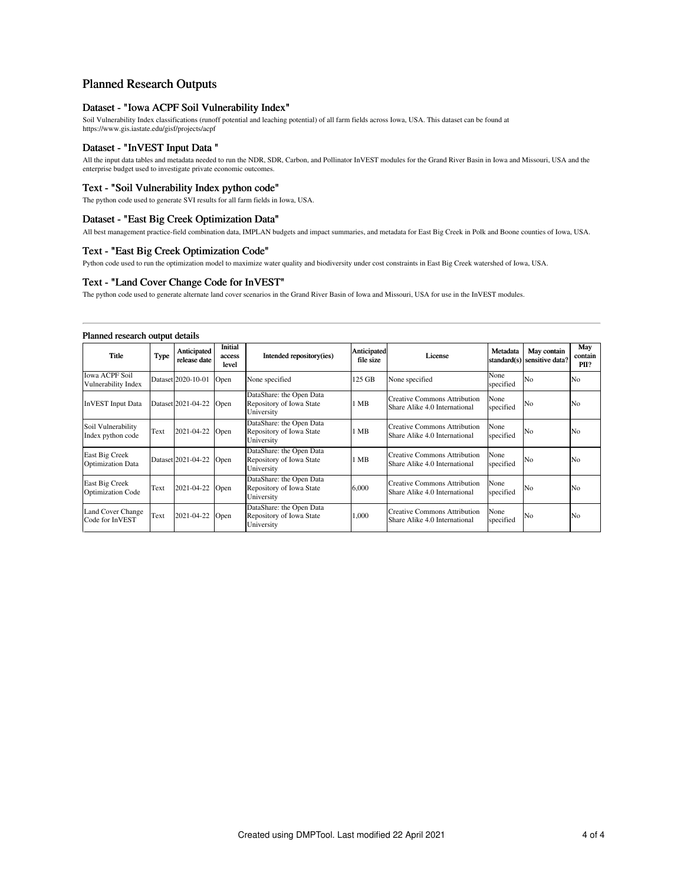## Planned Research Outputs

### Dataset - "Iowa ACPF Soil Vulnerability Index"

Soil Vulnerability Index classifications (runoff potential and leaching potential) of all farm fields across Iowa, USA. This dataset can be found at https://www.gis.iastate.edu/gisf/projects/acpf

### Dataset - "InVEST Input Data "

All the input data tables and metadata needed to run the NDR, SDR, Carbon, and Pollinator InVEST modules for the Grand River Basin in Iowa and Missouri, USA and the enterprise budget used to investigate private economic outcomes.

### Text - "Soil Vulnerability Index python code"

The python code used to generate SVI results for all farm fields in Iowa, USA.

### Dataset - "East Big Creek Optimization Data"

All best management practice-field combination data, IMPLAN budgets and impact summaries, and metadata for East Big Creek in Polk and Boone counties of Iowa, USA.

### Text - "East Big Creek Optimization Code"

Python code used to run the optimization model to maximize water quality and biodiversity under cost constraints in East Big Creek watershed of Iowa, USA.

### Text - "Land Cover Change Code for InVEST"

The python code used to generate alternate land cover scenarios in the Grand River Basin of Iowa and Missouri, USA for use in the InVEST modules.

---

#### Planned research output details

| Title | Type | Anticipated release date | Initial access level | Intended repository(ies) | Anticipated file size | License | Metadata standard(s) | May contain sensitive data? | May contain PII? |
|---|---|---|---|---|---|---|---|---|---|
| Iowa ACPF Soil Vulnerability Index | Dataset | 2020-10-01 | Open | None specified | 125 GB | None specified | None specified | No | No |
| InVEST Input Data | Dataset | 2021-04-22 | Open | DataShare: the Open Data Repository of Iowa State University | 1 MB | Creative Commons Attribution Share Alike 4.0 International | None specified | No | No |
| Soil Vulnerability Index python code | Text | 2021-04-22 | Open | DataShare: the Open Data Repository of Iowa State University | 1 MB | Creative Commons Attribution Share Alike 4.0 International | None specified | No | No |
| East Big Creek Optimization Data | Dataset | 2021-04-22 | Open | DataShare: the Open Data Repository of Iowa State University | 1 MB | Creative Commons Attribution Share Alike 4.0 International | None specified | No | No |
| East Big Creek Optimization Code | Text | 2021-04-22 | Open | DataShare: the Open Data Repository of Iowa State University | 6,000 | Creative Commons Attribution Share Alike 4.0 International | None specified | No | No |
| Land Cover Change Code for InVEST | Text | 2021-04-22 | Open | DataShare: the Open Data Repository of Iowa State University | 1,000 | Creative Commons Attribution Share Alike 4.0 International | None specified | No | No |